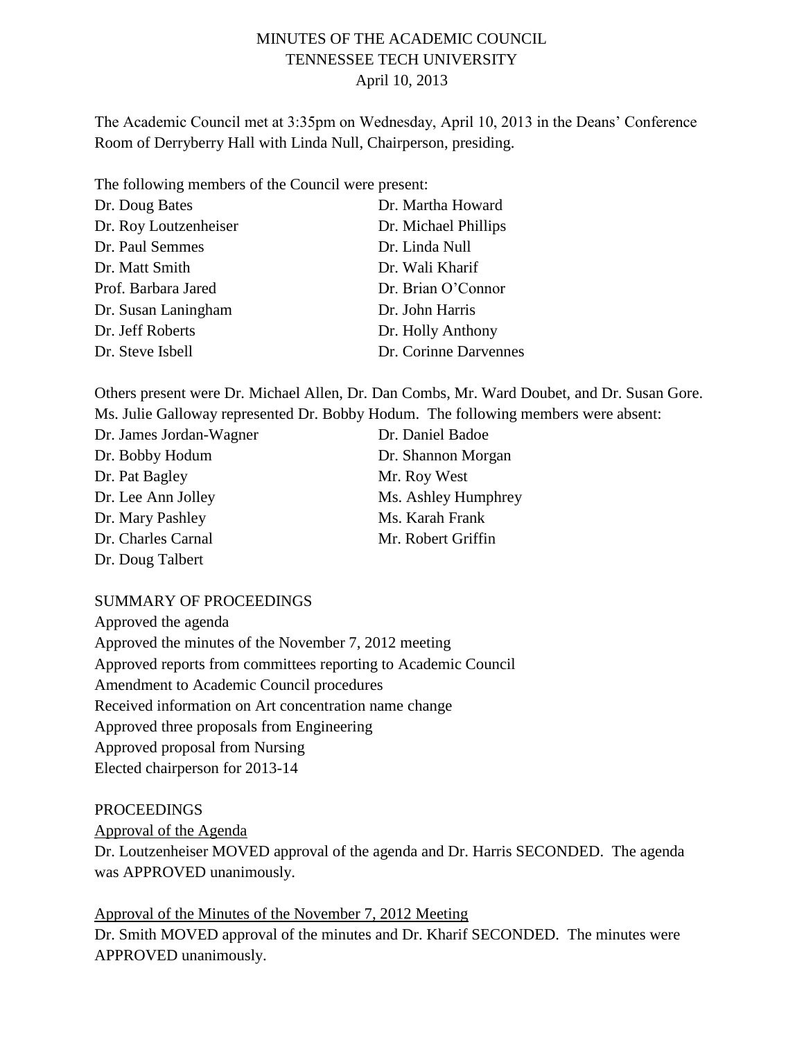# MINUTES OF THE ACADEMIC COUNCIL
## TENNESSEE TECH UNIVERSITY
### April 10, 2013

The Academic Council met at 3:35pm on Wednesday, April 10, 2013 in the Deans' Conference Room of Derryberry Hall with Linda Null, Chairperson, presiding.

The following members of the Council were present:

| | |
|---|---|
| Dr. Doug Bates | Dr. Martha Howard |
| Dr. Roy Loutzenheiser | Dr. Michael Phillips |
| Dr. Paul Semmes | Dr. Linda Null |
| Dr. Matt Smith | Dr. Wali Kharif |
| Prof. Barbara Jared | Dr. Brian O'Connor |
| Dr. Susan Laningham | Dr. John Harris |
| Dr. Jeff Roberts | Dr. Holly Anthony |
| Dr. Steve Isbell | Dr. Corinne Darvennes |

Others present were Dr. Michael Allen, Dr. Dan Combs, Mr. Ward Doubet, and Dr. Susan Gore. Ms. Julie Galloway represented Dr. Bobby Hodum. The following members were absent:

| | |
|---|---|
| Dr. James Jordan-Wagner | Dr. Daniel Badoe |
| Dr. Bobby Hodum | Dr. Shannon Morgan |
| Dr. Pat Bagley | Mr. Roy West |
| Dr. Lee Ann Jolley | Ms. Ashley Humphrey |
| Dr. Mary Pashley | Ms. Karah Frank |
| Dr. Charles Carnal | Mr. Robert Griffin |
| Dr. Doug Talbert | |

SUMMARY OF PROCEEDINGS

Approved the agenda
Approved the minutes of the November 7, 2012 meeting
Approved reports from committees reporting to Academic Council
Amendment to Academic Council procedures
Received information on Art concentration name change
Approved three proposals from Engineering
Approved proposal from Nursing
Elected chairperson for 2013-14

PROCEEDINGS

<u>Approval of the Agenda</u>

Dr. Loutzenheiser MOVED approval of the agenda and Dr. Harris SECONDED. The agenda was APPROVED unanimously.

<u>Approval of the Minutes of the November 7, 2012 Meeting</u>

Dr. Smith MOVED approval of the minutes and Dr. Kharif SECONDED. The minutes were APPROVED unanimously.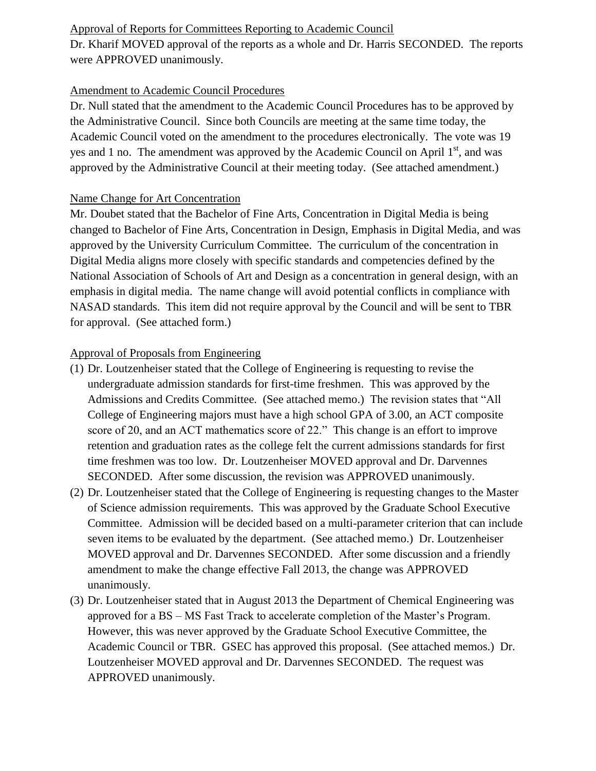Approval of Reports for Committees Reporting to Academic Council

Dr. Kharif MOVED approval of the reports as a whole and Dr. Harris SECONDED. The reports were APPROVED unanimously.

Amendment to Academic Council Procedures

Dr. Null stated that the amendment to the Academic Council Procedures has to be approved by the Administrative Council. Since both Councils are meeting at the same time today, the Academic Council voted on the amendment to the procedures electronically. The vote was 19 yes and 1 no. The amendment was approved by the Academic Council on April 1st, and was approved by the Administrative Council at their meeting today. (See attached amendment.)

Name Change for Art Concentration

Mr. Doubet stated that the Bachelor of Fine Arts, Concentration in Digital Media is being changed to Bachelor of Fine Arts, Concentration in Design, Emphasis in Digital Media, and was approved by the University Curriculum Committee. The curriculum of the concentration in Digital Media aligns more closely with specific standards and competencies defined by the National Association of Schools of Art and Design as a concentration in general design, with an emphasis in digital media. The name change will avoid potential conflicts in compliance with NASAD standards. This item did not require approval by the Council and will be sent to TBR for approval. (See attached form.)

Approval of Proposals from Engineering

(1) Dr. Loutzenheiser stated that the College of Engineering is requesting to revise the undergraduate admission standards for first-time freshmen. This was approved by the Admissions and Credits Committee. (See attached memo.) The revision states that "All College of Engineering majors must have a high school GPA of 3.00, an ACT composite score of 20, and an ACT mathematics score of 22." This change is an effort to improve retention and graduation rates as the college felt the current admissions standards for first time freshmen was too low. Dr. Loutzenheiser MOVED approval and Dr. Darvennes SECONDED. After some discussion, the revision was APPROVED unanimously.

(2) Dr. Loutzenheiser stated that the College of Engineering is requesting changes to the Master of Science admission requirements. This was approved by the Graduate School Executive Committee. Admission will be decided based on a multi-parameter criterion that can include seven items to be evaluated by the department. (See attached memo.) Dr. Loutzenheiser MOVED approval and Dr. Darvennes SECONDED. After some discussion and a friendly amendment to make the change effective Fall 2013, the change was APPROVED unanimously.

(3) Dr. Loutzenheiser stated that in August 2013 the Department of Chemical Engineering was approved for a BS – MS Fast Track to accelerate completion of the Master's Program. However, this was never approved by the Graduate School Executive Committee, the Academic Council or TBR. GSEC has approved this proposal. (See attached memos.) Dr. Loutzenheiser MOVED approval and Dr. Darvennes SECONDED. The request was APPROVED unanimously.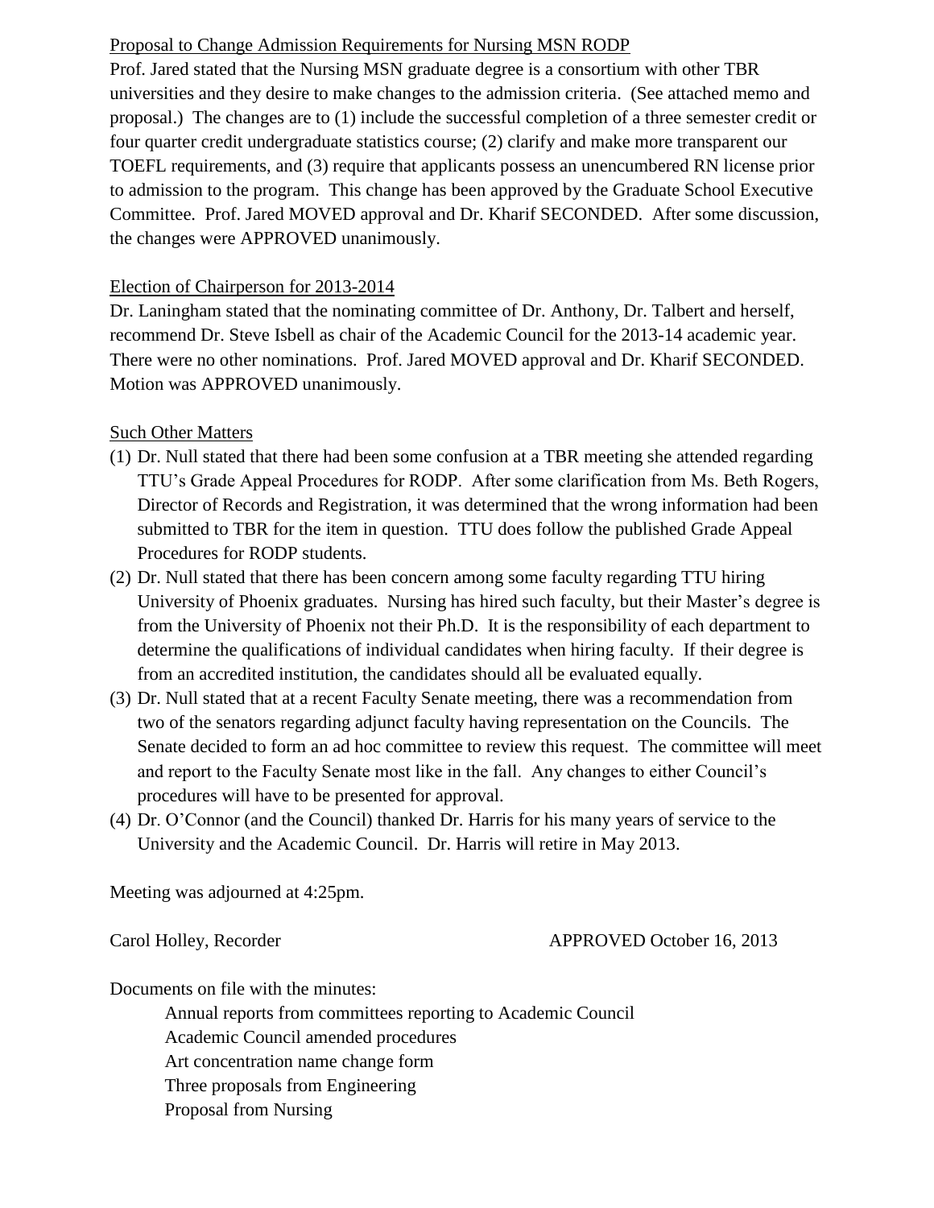Proposal to Change Admission Requirements for Nursing MSN RODP

Prof. Jared stated that the Nursing MSN graduate degree is a consortium with other TBR universities and they desire to make changes to the admission criteria. (See attached memo and proposal.) The changes are to (1) include the successful completion of a three semester credit or four quarter credit undergraduate statistics course; (2) clarify and make more transparent our TOEFL requirements, and (3) require that applicants possess an unencumbered RN license prior to admission to the program. This change has been approved by the Graduate School Executive Committee. Prof. Jared MOVED approval and Dr. Kharif SECONDED. After some discussion, the changes were APPROVED unanimously.

Election of Chairperson for 2013-2014

Dr. Laningham stated that the nominating committee of Dr. Anthony, Dr. Talbert and herself, recommend Dr. Steve Isbell as chair of the Academic Council for the 2013-14 academic year. There were no other nominations. Prof. Jared MOVED approval and Dr. Kharif SECONDED. Motion was APPROVED unanimously.

Such Other Matters

(1) Dr. Null stated that there had been some confusion at a TBR meeting she attended regarding TTU's Grade Appeal Procedures for RODP. After some clarification from Ms. Beth Rogers, Director of Records and Registration, it was determined that the wrong information had been submitted to TBR for the item in question. TTU does follow the published Grade Appeal Procedures for RODP students.
(2) Dr. Null stated that there has been concern among some faculty regarding TTU hiring University of Phoenix graduates. Nursing has hired such faculty, but their Master's degree is from the University of Phoenix not their Ph.D. It is the responsibility of each department to determine the qualifications of individual candidates when hiring faculty. If their degree is from an accredited institution, the candidates should all be evaluated equally.
(3) Dr. Null stated that at a recent Faculty Senate meeting, there was a recommendation from two of the senators regarding adjunct faculty having representation on the Councils. The Senate decided to form an ad hoc committee to review this request. The committee will meet and report to the Faculty Senate most like in the fall. Any changes to either Council's procedures will have to be presented for approval.
(4) Dr. O'Connor (and the Council) thanked Dr. Harris for his many years of service to the University and the Academic Council. Dr. Harris will retire in May 2013.

Meeting was adjourned at 4:25pm.

Carol Holley, Recorder APPROVED October 16, 2013

Documents on file with the minutes:

Annual reports from committees reporting to Academic Council
Academic Council amended procedures
Art concentration name change form
Three proposals from Engineering
Proposal from Nursing